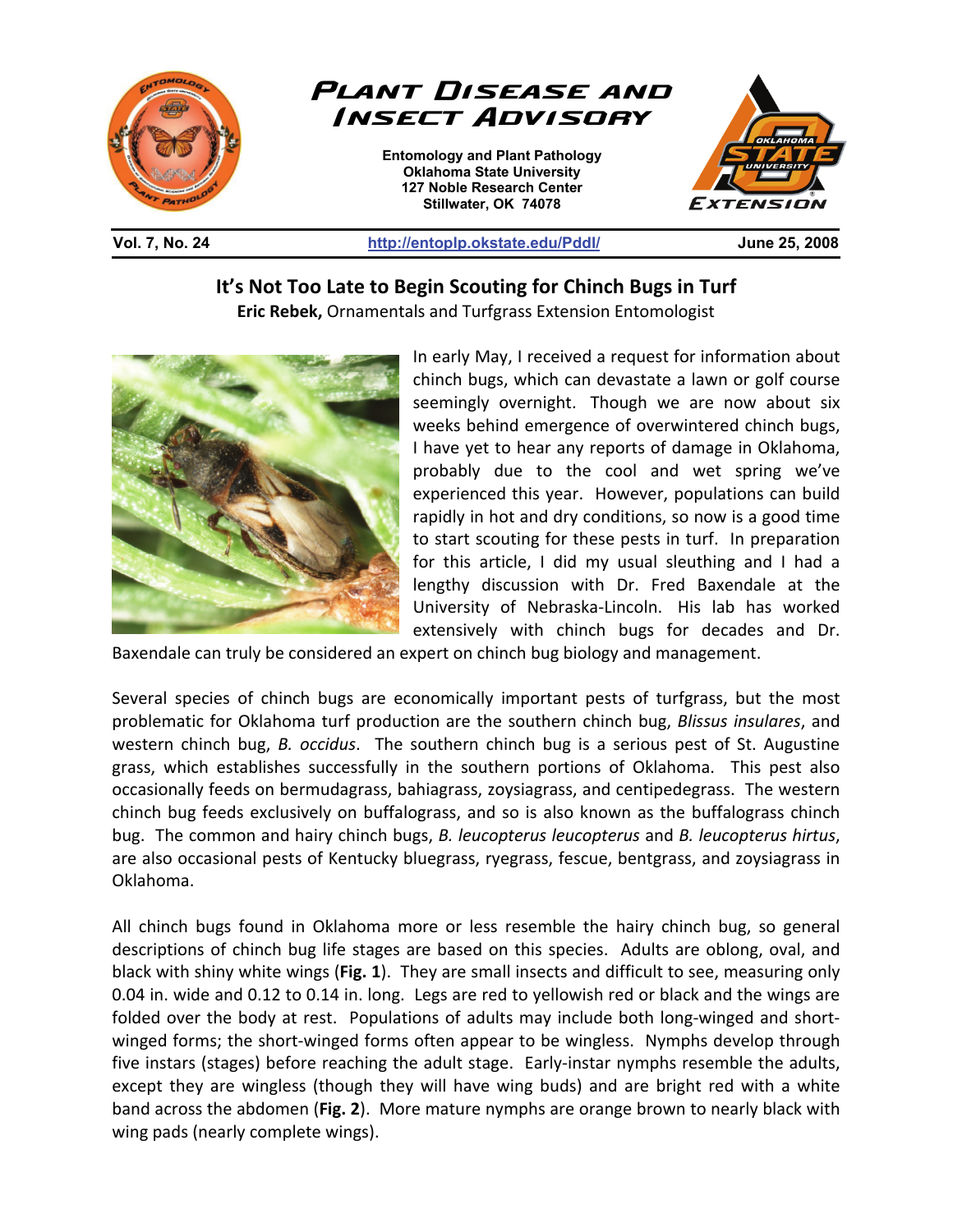# Plant Disease and Insect Advisory

**Entomology and Plant Pathology**
**Oklahoma State University**
**127 Noble Research Center**
**Stillwater, OK 74078**

**Vol. 7, No. 24** | **http://entoplp.okstate.edu/Pddl/** | **June 25, 2008**

## It's Not Too Late to Begin Scouting for Chinch Bugs in Turf

**Eric Rebek,** Ornamentals and Turfgrass Extension Entomologist

In early May, I received a request for information about chinch bugs, which can devastate a lawn or golf course seemingly overnight. Though we are now about six weeks behind emergence of overwintered chinch bugs, I have yet to hear any reports of damage in Oklahoma, probably due to the cool and wet spring we've experienced this year. However, populations can build rapidly in hot and dry conditions, so now is a good time to start scouting for these pests in turf. In preparation for this article, I did my usual sleuthing and I had a lengthy discussion with Dr. Fred Baxendale at the University of Nebraska-Lincoln. His lab has worked extensively with chinch bugs for decades and Dr. Baxendale can truly be considered an expert on chinch bug biology and management.

Several species of chinch bugs are economically important pests of turfgrass, but the most problematic for Oklahoma turf production are the southern chinch bug, *Blissus insulares*, and western chinch bug, *B. occidus*. The southern chinch bug is a serious pest of St. Augustine grass, which establishes successfully in the southern portions of Oklahoma. This pest also occasionally feeds on bermudagrass, bahiagrass, zoysiagrass, and centipedegrass. The western chinch bug feeds exclusively on buffalograss, and so is also known as the buffalograss chinch bug. The common and hairy chinch bugs, *B. leucopterus leucopterus* and *B. leucopterus hirtus*, are also occasional pests of Kentucky bluegrass, ryegrass, fescue, bentgrass, and zoysiagrass in Oklahoma.

All chinch bugs found in Oklahoma more or less resemble the hairy chinch bug, so general descriptions of chinch bug life stages are based on this species. Adults are oblong, oval, and black with shiny white wings (**Fig. 1**). They are small insects and difficult to see, measuring only 0.04 in. wide and 0.12 to 0.14 in. long. Legs are red to yellowish red or black and the wings are folded over the body at rest. Populations of adults may include both long-winged and short-winged forms; the short-winged forms often appear to be wingless. Nymphs develop through five instars (stages) before reaching the adult stage. Early-instar nymphs resemble the adults, except they are wingless (though they will have wing buds) and are bright red with a white band across the abdomen (**Fig. 2**). More mature nymphs are orange brown to nearly black with wing pads (nearly complete wings).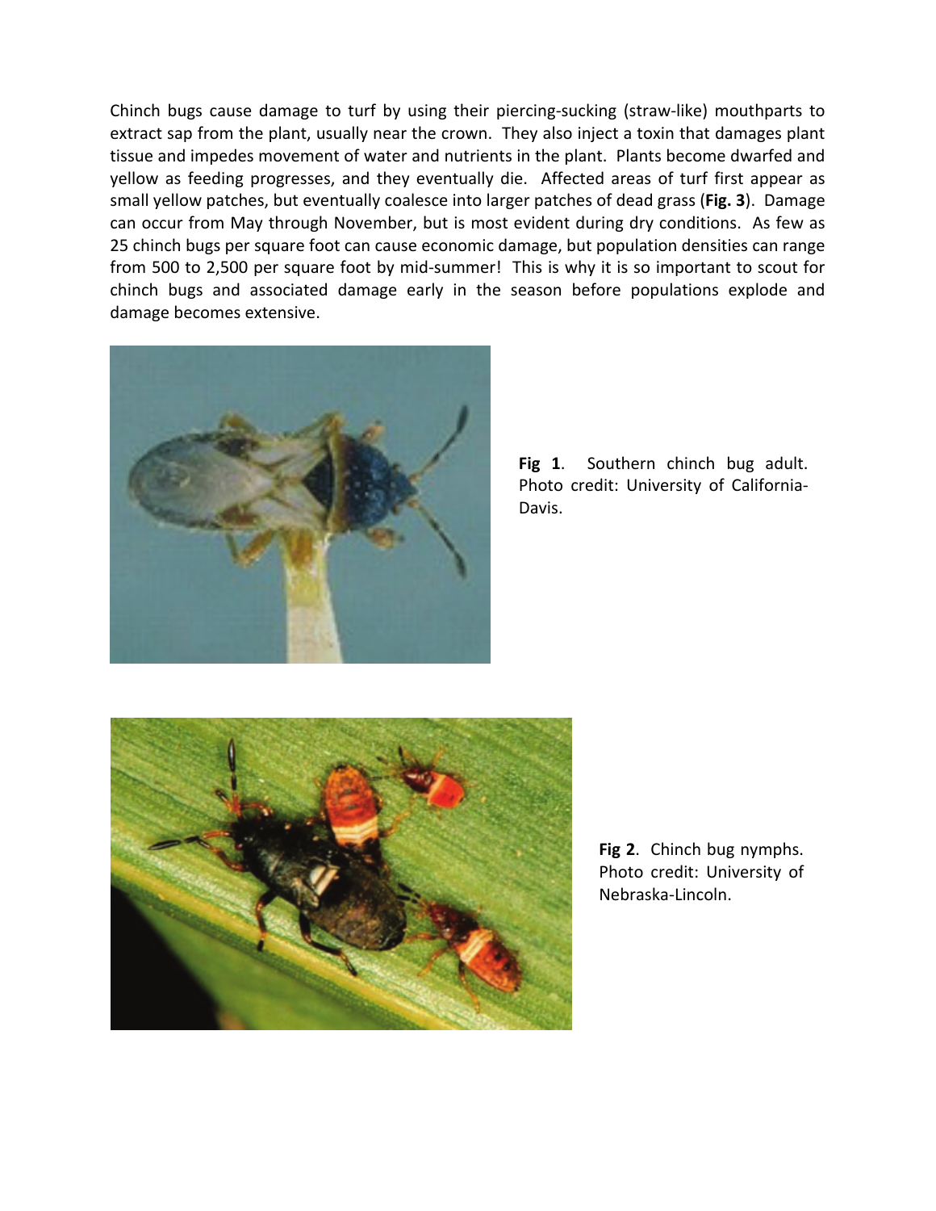Chinch bugs cause damage to turf by using their piercing-sucking (straw-like) mouthparts to extract sap from the plant, usually near the crown. They also inject a toxin that damages plant tissue and impedes movement of water and nutrients in the plant. Plants become dwarfed and yellow as feeding progresses, and they eventually die. Affected areas of turf first appear as small yellow patches, but eventually coalesce into larger patches of dead grass (**Fig. 3**). Damage can occur from May through November, but is most evident during dry conditions. As few as 25 chinch bugs per square foot can cause economic damage, but population densities can range from 500 to 2,500 per square foot by mid-summer! This is why it is so important to scout for chinch bugs and associated damage early in the season before populations explode and damage becomes extensive.

**Fig 1**. Southern chinch bug adult. Photo credit: University of California-Davis.

**Fig 2**. Chinch bug nymphs. Photo credit: University of Nebraska-Lincoln.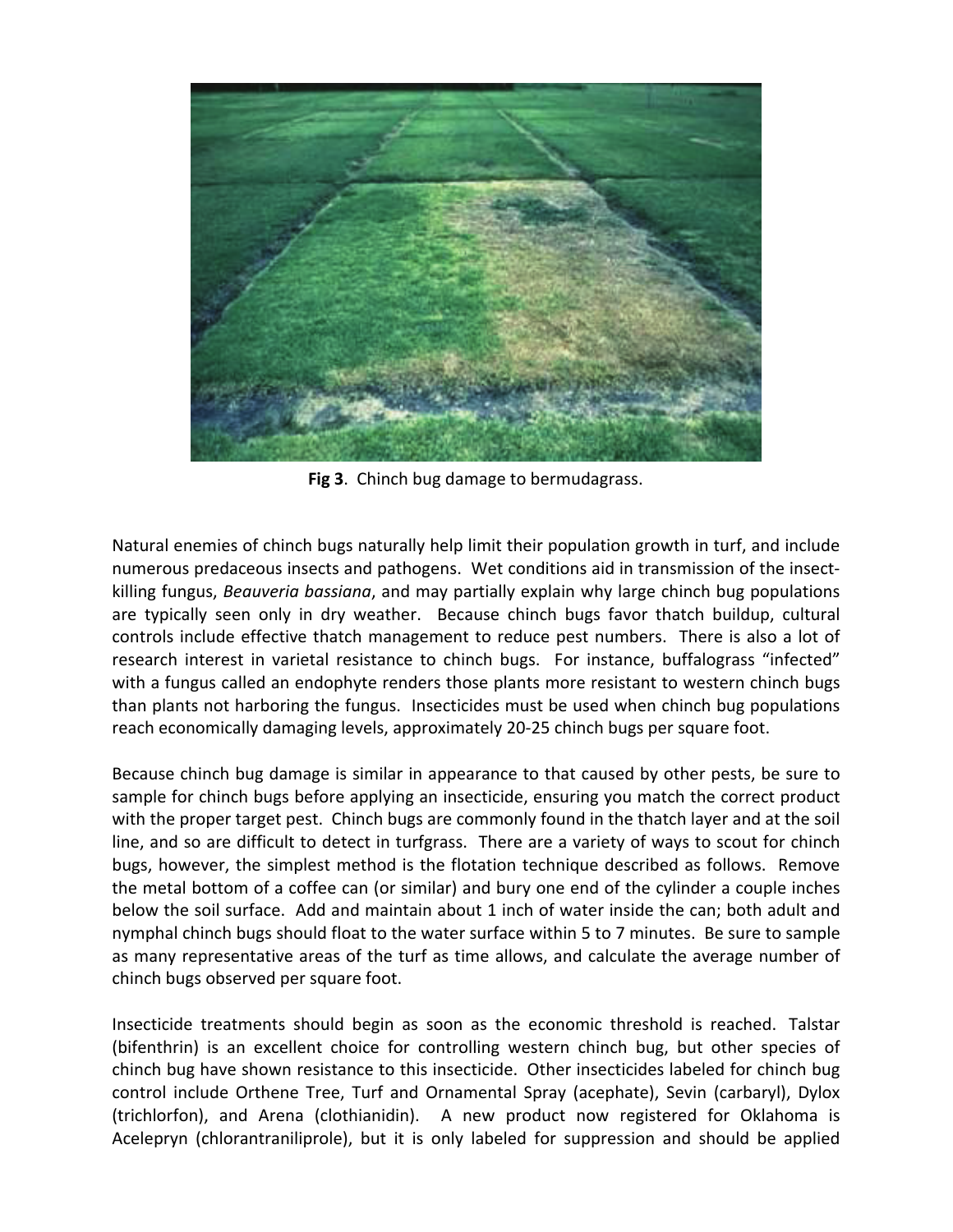**Fig 3**. Chinch bug damage to bermudagrass.

Natural enemies of chinch bugs naturally help limit their population growth in turf, and include numerous predaceous insects and pathogens. Wet conditions aid in transmission of the insect-killing fungus, *Beauveria bassiana*, and may partially explain why large chinch bug populations are typically seen only in dry weather. Because chinch bugs favor thatch buildup, cultural controls include effective thatch management to reduce pest numbers. There is also a lot of research interest in varietal resistance to chinch bugs. For instance, buffalograss "infected" with a fungus called an endophyte renders those plants more resistant to western chinch bugs than plants not harboring the fungus. Insecticides must be used when chinch bug populations reach economically damaging levels, approximately 20-25 chinch bugs per square foot.

Because chinch bug damage is similar in appearance to that caused by other pests, be sure to sample for chinch bugs before applying an insecticide, ensuring you match the correct product with the proper target pest. Chinch bugs are commonly found in the thatch layer and at the soil line, and so are difficult to detect in turfgrass. There are a variety of ways to scout for chinch bugs, however, the simplest method is the flotation technique described as follows. Remove the metal bottom of a coffee can (or similar) and bury one end of the cylinder a couple inches below the soil surface. Add and maintain about 1 inch of water inside the can; both adult and nymphal chinch bugs should float to the water surface within 5 to 7 minutes. Be sure to sample as many representative areas of the turf as time allows, and calculate the average number of chinch bugs observed per square foot.

Insecticide treatments should begin as soon as the economic threshold is reached. Talstar (bifenthrin) is an excellent choice for controlling western chinch bug, but other species of chinch bug have shown resistance to this insecticide. Other insecticides labeled for chinch bug control include Orthene Tree, Turf and Ornamental Spray (acephate), Sevin (carbaryl), Dylox (trichlorfon), and Arena (clothianidin). A new product now registered for Oklahoma is Acelepryn (chlorantraniliprole), but it is only labeled for suppression and should be applied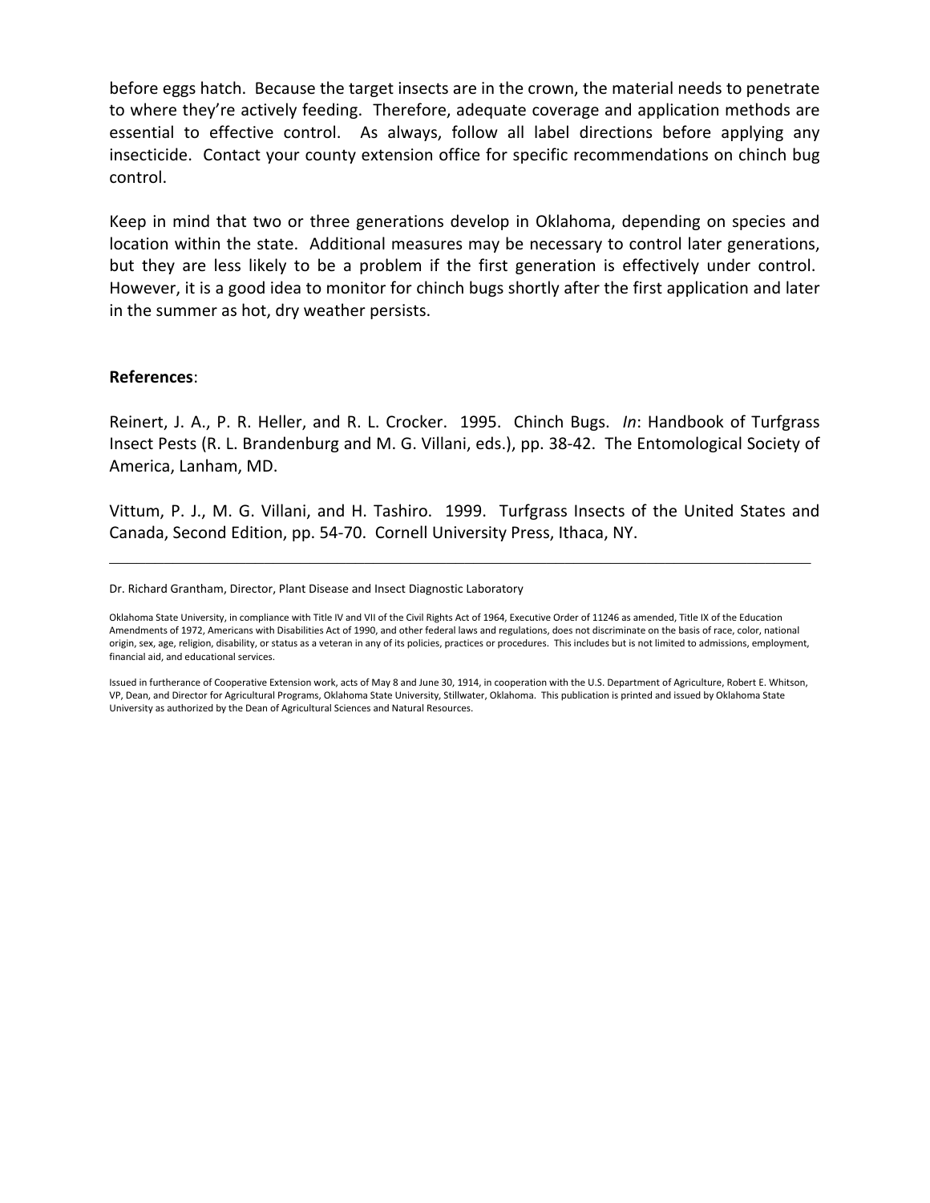before eggs hatch. Because the target insects are in the crown, the material needs to penetrate to where they're actively feeding. Therefore, adequate coverage and application methods are essential to effective control. As always, follow all label directions before applying any insecticide. Contact your county extension office for specific recommendations on chinch bug control.

Keep in mind that two or three generations develop in Oklahoma, depending on species and location within the state. Additional measures may be necessary to control later generations, but they are less likely to be a problem if the first generation is effectively under control. However, it is a good idea to monitor for chinch bugs shortly after the first application and later in the summer as hot, dry weather persists.

**References**:

Reinert, J. A., P. R. Heller, and R. L. Crocker. 1995. Chinch Bugs. *In*: Handbook of Turfgrass Insect Pests (R. L. Brandenburg and M. G. Villani, eds.), pp. 38-42. The Entomological Society of America, Lanham, MD.

Vittum, P. J., M. G. Villani, and H. Tashiro. 1999. Turfgrass Insects of the United States and Canada, Second Edition, pp. 54-70. Cornell University Press, Ithaca, NY.

---

Dr. Richard Grantham, Director, Plant Disease and Insect Diagnostic Laboratory

Oklahoma State University, in compliance with Title IV and VII of the Civil Rights Act of 1964, Executive Order of 11246 as amended, Title IX of the Education Amendments of 1972, Americans with Disabilities Act of 1990, and other federal laws and regulations, does not discriminate on the basis of race, color, national origin, sex, age, religion, disability, or status as a veteran in any of its policies, practices or procedures. This includes but is not limited to admissions, employment, financial aid, and educational services.

Issued in furtherance of Cooperative Extension work, acts of May 8 and June 30, 1914, in cooperation with the U.S. Department of Agriculture, Robert E. Whitson, VP, Dean, and Director for Agricultural Programs, Oklahoma State University, Stillwater, Oklahoma. This publication is printed and issued by Oklahoma State University as authorized by the Dean of Agricultural Sciences and Natural Resources.